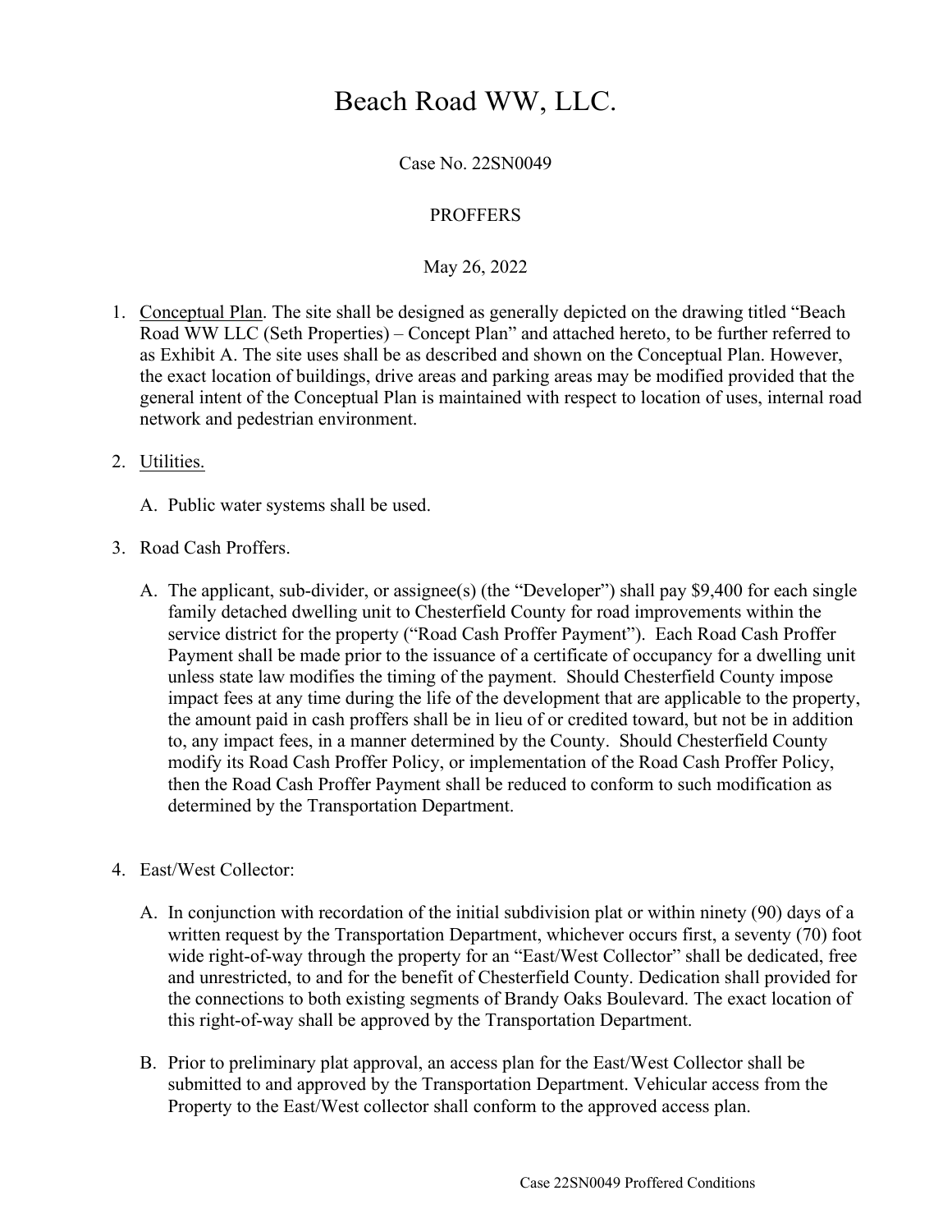# Beach Road WW, LLC.

Case No. 22SN0049

PROFFERS

May 26, 2022

1. Conceptual Plan. The site shall be designed as generally depicted on the drawing titled "Beach Road WW LLC (Seth Properties) – Concept Plan" and attached hereto, to be further referred to as Exhibit A. The site uses shall be as described and shown on the Conceptual Plan. However, the exact location of buildings, drive areas and parking areas may be modified provided that the general intent of the Conceptual Plan is maintained with respect to location of uses, internal road network and pedestrian environment.

2. Utilities.

   A. Public water systems shall be used.

3. Road Cash Proffers.

   A. The applicant, sub-divider, or assignee(s) (the "Developer") shall pay $9,400 for each single family detached dwelling unit to Chesterfield County for road improvements within the service district for the property ("Road Cash Proffer Payment"). Each Road Cash Proffer Payment shall be made prior to the issuance of a certificate of occupancy for a dwelling unit unless state law modifies the timing of the payment. Should Chesterfield County impose impact fees at any time during the life of the development that are applicable to the property, the amount paid in cash proffers shall be in lieu of or credited toward, but not be in addition to, any impact fees, in a manner determined by the County. Should Chesterfield County modify its Road Cash Proffer Policy, or implementation of the Road Cash Proffer Policy, then the Road Cash Proffer Payment shall be reduced to conform to such modification as determined by the Transportation Department.

4. East/West Collector:

   A. In conjunction with recordation of the initial subdivision plat or within ninety (90) days of a written request by the Transportation Department, whichever occurs first, a seventy (70) foot wide right-of-way through the property for an "East/West Collector" shall be dedicated, free and unrestricted, to and for the benefit of Chesterfield County. Dedication shall provided for the connections to both existing segments of Brandy Oaks Boulevard. The exact location of this right-of-way shall be approved by the Transportation Department.

   B. Prior to preliminary plat approval, an access plan for the East/West Collector shall be submitted to and approved by the Transportation Department. Vehicular access from the Property to the East/West collector shall conform to the approved access plan.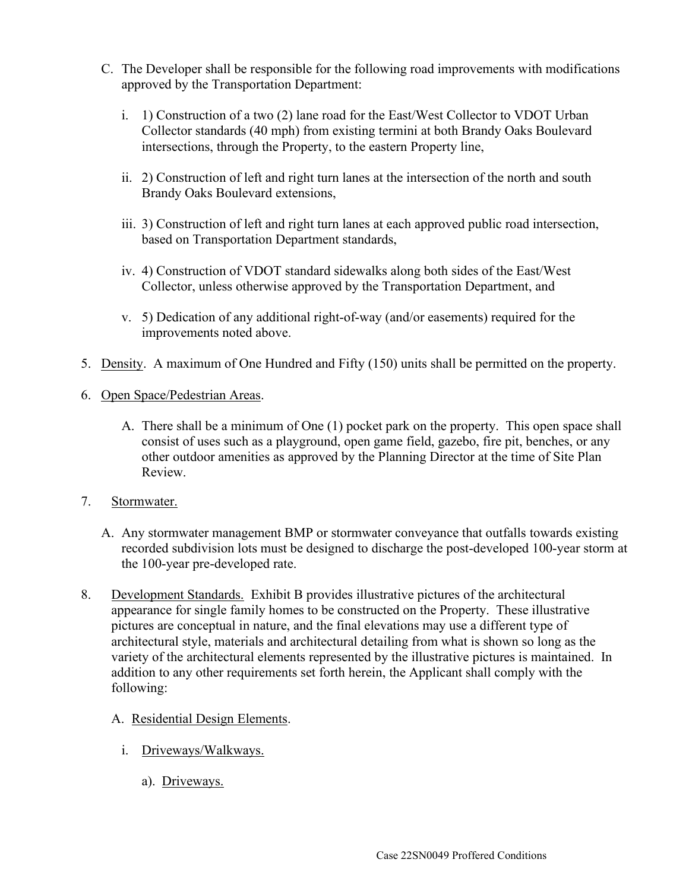C. The Developer shall be responsible for the following road improvements with modifications approved by the Transportation Department:

   i. 1) Construction of a two (2) lane road for the East/West Collector to VDOT Urban Collector standards (40 mph) from existing termini at both Brandy Oaks Boulevard intersections, through the Property, to the eastern Property line,

   ii. 2) Construction of left and right turn lanes at the intersection of the north and south Brandy Oaks Boulevard extensions,

   iii. 3) Construction of left and right turn lanes at each approved public road intersection, based on Transportation Department standards,

   iv. 4) Construction of VDOT standard sidewalks along both sides of the East/West Collector, unless otherwise approved by the Transportation Department, and

   v. 5) Dedication of any additional right-of-way (and/or easements) required for the improvements noted above.

5. <u>Density</u>. A maximum of One Hundred and Fifty (150) units shall be permitted on the property.

6. <u>Open Space/Pedestrian Areas</u>.

   A. There shall be a minimum of One (1) pocket park on the property. This open space shall consist of uses such as a playground, open game field, gazebo, fire pit, benches, or any other outdoor amenities as approved by the Planning Director at the time of Site Plan Review.

7. <u>Stormwater.</u>

   A. Any stormwater management BMP or stormwater conveyance that outfalls towards existing recorded subdivision lots must be designed to discharge the post-developed 100-year storm at the 100-year pre-developed rate.

8. <u>Development Standards.</u> Exhibit B provides illustrative pictures of the architectural appearance for single family homes to be constructed on the Property. These illustrative pictures are conceptual in nature, and the final elevations may use a different type of architectural style, materials and architectural detailing from what is shown so long as the variety of the architectural elements represented by the illustrative pictures is maintained. In addition to any other requirements set forth herein, the Applicant shall comply with the following:

   A. <u>Residential Design Elements</u>.

      i. <u>Driveways/Walkways.</u>

         a). <u>Driveways.</u>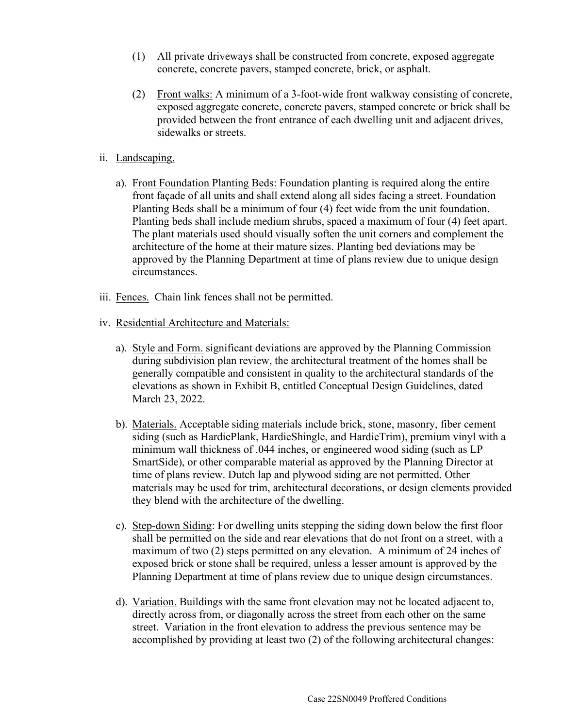(1) All private driveways shall be constructed from concrete, exposed aggregate concrete, concrete pavers, stamped concrete, brick, or asphalt.

(2) Front walks: A minimum of a 3-foot-wide front walkway consisting of concrete, exposed aggregate concrete, concrete pavers, stamped concrete or brick shall be provided between the front entrance of each dwelling unit and adjacent drives, sidewalks or streets.

ii. Landscaping.

a). Front Foundation Planting Beds: Foundation planting is required along the entire front façade of all units and shall extend along all sides facing a street. Foundation Planting Beds shall be a minimum of four (4) feet wide from the unit foundation. Planting beds shall include medium shrubs, spaced a maximum of four (4) feet apart. The plant materials used should visually soften the unit corners and complement the architecture of the home at their mature sizes. Planting bed deviations may be approved by the Planning Department at time of plans review due to unique design circumstances.

iii. Fences. Chain link fences shall not be permitted.

iv. Residential Architecture and Materials:

a). Style and Form. significant deviations are approved by the Planning Commission during subdivision plan review, the architectural treatment of the homes shall be generally compatible and consistent in quality to the architectural standards of the elevations as shown in Exhibit B, entitled Conceptual Design Guidelines, dated March 23, 2022.

b). Materials. Acceptable siding materials include brick, stone, masonry, fiber cement siding (such as HardiePlank, HardieShingle, and HardieTrim), premium vinyl with a minimum wall thickness of .044 inches, or engineered wood siding (such as LP SmartSide), or other comparable material as approved by the Planning Director at time of plans review. Dutch lap and plywood siding are not permitted. Other materials may be used for trim, architectural decorations, or design elements provided they blend with the architecture of the dwelling.

c). Step-down Siding: For dwelling units stepping the siding down below the first floor shall be permitted on the side and rear elevations that do not front on a street, with a maximum of two (2) steps permitted on any elevation. A minimum of 24 inches of exposed brick or stone shall be required, unless a lesser amount is approved by the Planning Department at time of plans review due to unique design circumstances.

d). Variation. Buildings with the same front elevation may not be located adjacent to, directly across from, or diagonally across the street from each other on the same street. Variation in the front elevation to address the previous sentence may be accomplished by providing at least two (2) of the following architectural changes: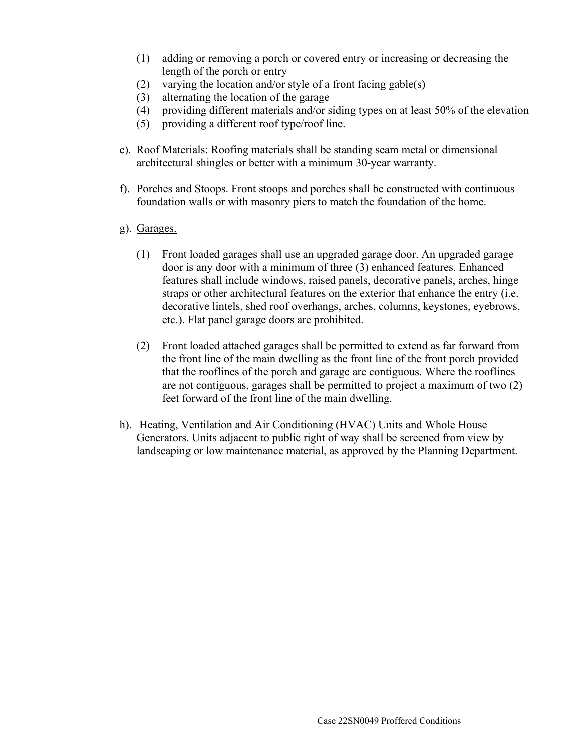(1) adding or removing a porch or covered entry or increasing or decreasing the length of the porch or entry
(2) varying the location and/or style of a front facing gable(s)
(3) alternating the location of the garage
(4) providing different materials and/or siding types on at least 50% of the elevation
(5) providing a different roof type/roof line.

e). Roof Materials: Roofing materials shall be standing seam metal or dimensional architectural shingles or better with a minimum 30-year warranty.

f). Porches and Stoops. Front stoops and porches shall be constructed with continuous foundation walls or with masonry piers to match the foundation of the home.

g). Garages.

(1) Front loaded garages shall use an upgraded garage door. An upgraded garage door is any door with a minimum of three (3) enhanced features. Enhanced features shall include windows, raised panels, decorative panels, arches, hinge straps or other architectural features on the exterior that enhance the entry (i.e. decorative lintels, shed roof overhangs, arches, columns, keystones, eyebrows, etc.). Flat panel garage doors are prohibited.

(2) Front loaded attached garages shall be permitted to extend as far forward from the front line of the main dwelling as the front line of the front porch provided that the rooflines of the porch and garage are contiguous. Where the rooflines are not contiguous, garages shall be permitted to project a maximum of two (2) feet forward of the front line of the main dwelling.

h). Heating, Ventilation and Air Conditioning (HVAC) Units and Whole House Generators. Units adjacent to public right of way shall be screened from view by landscaping or low maintenance material, as approved by the Planning Department.